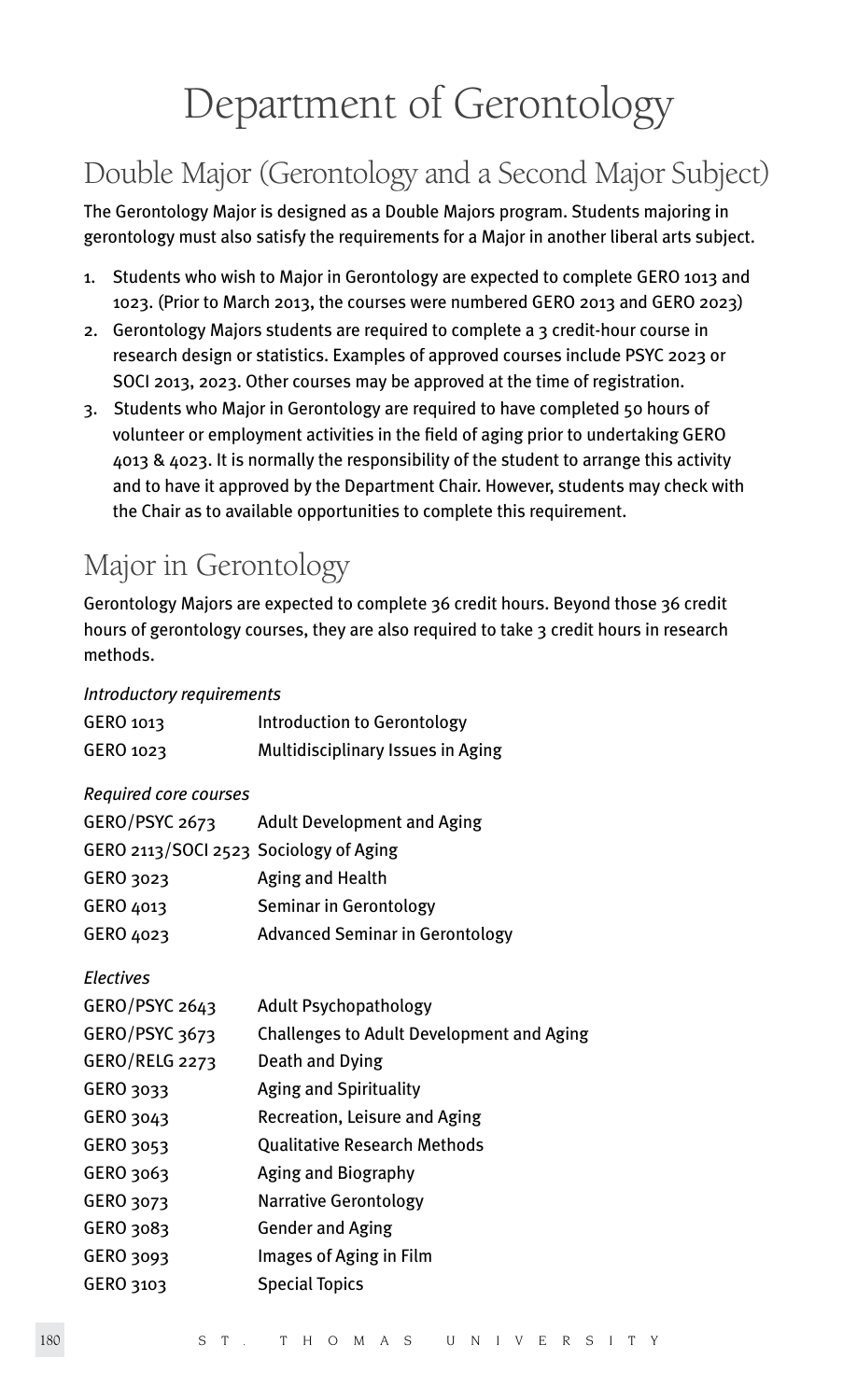# Department of Gerontology

## Double Major (Gerontology and a Second Major Subject)

The Gerontology Major is designed as a Double Majors program. Students majoring in gerontology must also satisfy the requirements for a Major in another liberal arts subject.

1. Students who wish to Major in Gerontology are expected to complete GERO 1013 and 1023. (Prior to March 2013, the courses were numbered GERO 2013 and GERO 2023)
2. Gerontology Majors students are required to complete a 3 credit-hour course in research design or statistics. Examples of approved courses include PSYC 2023 or SOCI 2013, 2023. Other courses may be approved at the time of registration.
3. Students who Major in Gerontology are required to have completed 50 hours of volunteer or employment activities in the field of aging prior to undertaking GERO 4013 & 4023. It is normally the responsibility of the student to arrange this activity and to have it approved by the Department Chair. However, students may check with the Chair as to available opportunities to complete this requirement.

## Major in Gerontology

Gerontology Majors are expected to complete 36 credit hours. Beyond those 36 credit hours of gerontology courses, they are also required to take 3 credit hours in research methods.

*Introductory requirements*

| | |
|---|---|
| GERO 1013 | Introduction to Gerontology |
| GERO 1023 | Multidisciplinary Issues in Aging |

*Required core courses*

| | |
|---|---|
| GERO/PSYC 2673 | Adult Development and Aging |
| GERO 2113/SOCI 2523 | Sociology of Aging |
| GERO 3023 | Aging and Health |
| GERO 4013 | Seminar in Gerontology |
| GERO 4023 | Advanced Seminar in Gerontology |

*Electives*

| | |
|---|---|
| GERO/PSYC 2643 | Adult Psychopathology |
| GERO/PSYC 3673 | Challenges to Adult Development and Aging |
| GERO/RELG 2273 | Death and Dying |
| GERO 3033 | Aging and Spirituality |
| GERO 3043 | Recreation, Leisure and Aging |
| GERO 3053 | Qualitative Research Methods |
| GERO 3063 | Aging and Biography |
| GERO 3073 | Narrative Gerontology |
| GERO 3083 | Gender and Aging |
| GERO 3093 | Images of Aging in Film |
| GERO 3103 | Special Topics |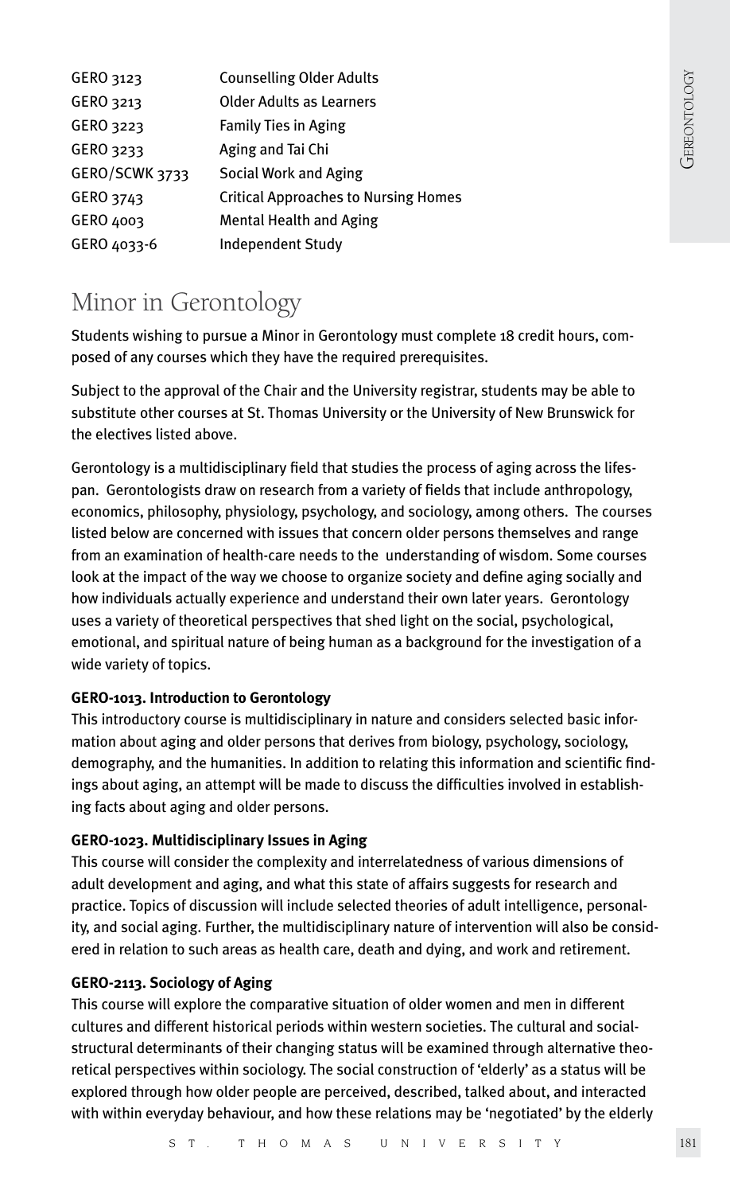| | |
|---|---|
| GERO 3123 | Counselling Older Adults |
| GERO 3213 | Older Adults as Learners |
| GERO 3223 | Family Ties in Aging |
| GERO 3233 | Aging and Tai Chi |
| GERO/SCWK 3733 | Social Work and Aging |
| GERO 3743 | Critical Approaches to Nursing Homes |
| GERO 4003 | Mental Health and Aging |
| GERO 4033-6 | Independent Study |

# Minor in Gerontology

Students wishing to pursue a Minor in Gerontology must complete 18 credit hours, composed of any courses which they have the required prerequisites.

Subject to the approval of the Chair and the University registrar, students may be able to substitute other courses at St. Thomas University or the University of New Brunswick for the electives listed above.

Gerontology is a multidisciplinary field that studies the process of aging across the lifespan. Gerontologists draw on research from a variety of fields that include anthropology, economics, philosophy, physiology, psychology, and sociology, among others. The courses listed below are concerned with issues that concern older persons themselves and range from an examination of health-care needs to the understanding of wisdom. Some courses look at the impact of the way we choose to organize society and define aging socially and how individuals actually experience and understand their own later years. Gerontology uses a variety of theoretical perspectives that shed light on the social, psychological, emotional, and spiritual nature of being human as a background for the investigation of a wide variety of topics.

**GERO-1013. Introduction to Gerontology**
This introductory course is multidisciplinary in nature and considers selected basic information about aging and older persons that derives from biology, psychology, sociology, demography, and the humanities. In addition to relating this information and scientific findings about aging, an attempt will be made to discuss the difficulties involved in establishing facts about aging and older persons.

**GERO-1023. Multidisciplinary Issues in Aging**
This course will consider the complexity and interrelatedness of various dimensions of adult development and aging, and what this state of affairs suggests for research and practice. Topics of discussion will include selected theories of adult intelligence, personality, and social aging. Further, the multidisciplinary nature of intervention will also be considered in relation to such areas as health care, death and dying, and work and retirement.

**GERO-2113. Sociology of Aging**
This course will explore the comparative situation of older women and men in different cultures and different historical periods within western societies. The cultural and social-structural determinants of their changing status will be examined through alternative theoretical perspectives within sociology. The social construction of 'elderly' as a status will be explored through how older people are perceived, described, talked about, and interacted with within everyday behaviour, and how these relations may be 'negotiated' by the elderly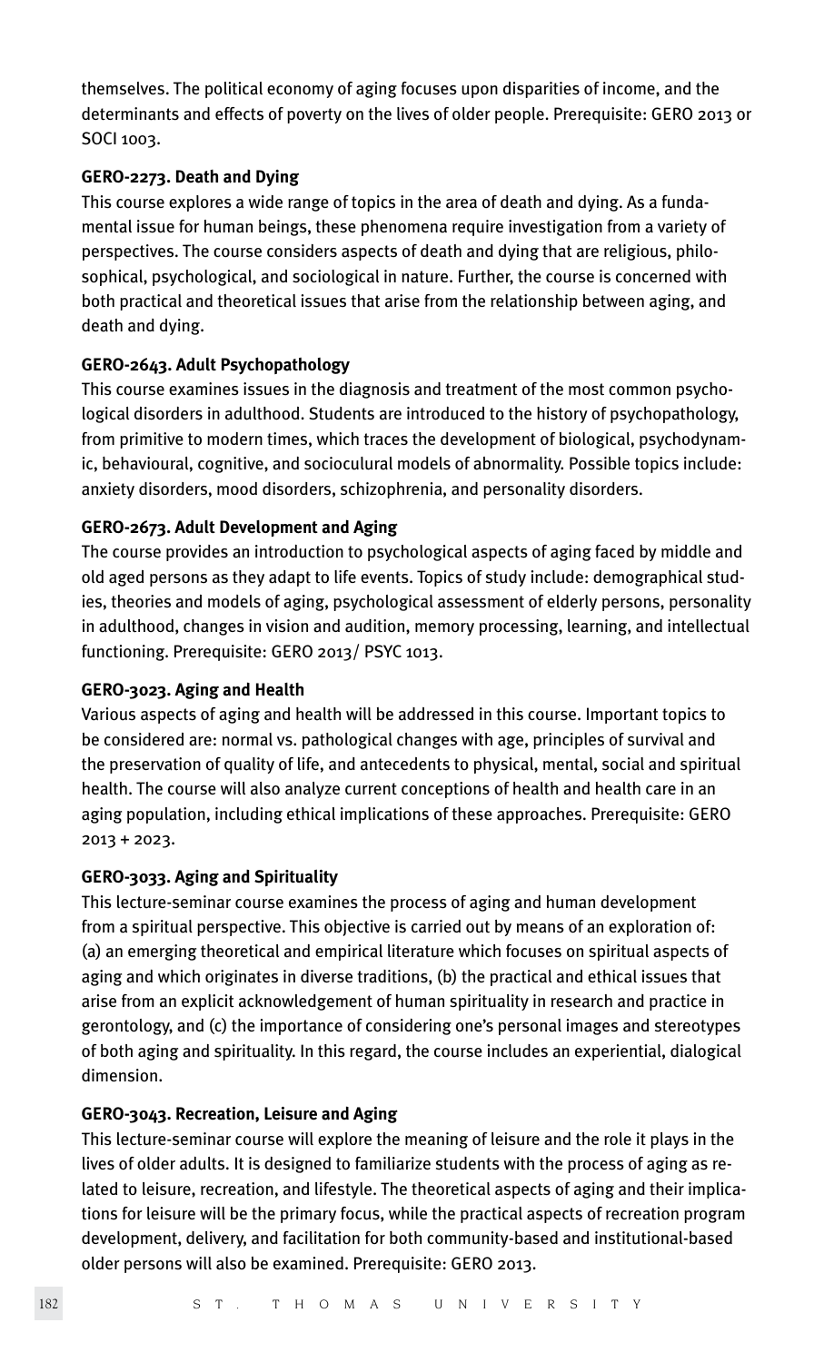themselves. The political economy of aging focuses upon disparities of income, and the determinants and effects of poverty on the lives of older people. Prerequisite: GERO 2013 or SOCI 1003.

**GERO-2273. Death and Dying**

This course explores a wide range of topics in the area of death and dying. As a fundamental issue for human beings, these phenomena require investigation from a variety of perspectives. The course considers aspects of death and dying that are religious, philosophical, psychological, and sociological in nature. Further, the course is concerned with both practical and theoretical issues that arise from the relationship between aging, and death and dying.

**GERO-2643. Adult Psychopathology**

This course examines issues in the diagnosis and treatment of the most common psychological disorders in adulthood. Students are introduced to the history of psychopathology, from primitive to modern times, which traces the development of biological, psychodynamic, behavioural, cognitive, and socioculural models of abnormality. Possible topics include: anxiety disorders, mood disorders, schizophrenia, and personality disorders.

**GERO-2673. Adult Development and Aging**

The course provides an introduction to psychological aspects of aging faced by middle and old aged persons as they adapt to life events. Topics of study include: demographical studies, theories and models of aging, psychological assessment of elderly persons, personality in adulthood, changes in vision and audition, memory processing, learning, and intellectual functioning. Prerequisite: GERO 2013/ PSYC 1013.

**GERO-3023. Aging and Health**

Various aspects of aging and health will be addressed in this course. Important topics to be considered are: normal vs. pathological changes with age, principles of survival and the preservation of quality of life, and antecedents to physical, mental, social and spiritual health. The course will also analyze current conceptions of health and health care in an aging population, including ethical implications of these approaches. Prerequisite: GERO 2013 + 2023.

**GERO-3033. Aging and Spirituality**

This lecture-seminar course examines the process of aging and human development from a spiritual perspective. This objective is carried out by means of an exploration of: (a) an emerging theoretical and empirical literature which focuses on spiritual aspects of aging and which originates in diverse traditions, (b) the practical and ethical issues that arise from an explicit acknowledgement of human spirituality in research and practice in gerontology, and (c) the importance of considering one's personal images and stereotypes of both aging and spirituality. In this regard, the course includes an experiential, dialogical dimension.

**GERO-3043. Recreation, Leisure and Aging**

This lecture-seminar course will explore the meaning of leisure and the role it plays in the lives of older adults. It is designed to familiarize students with the process of aging as related to leisure, recreation, and lifestyle. The theoretical aspects of aging and their implications for leisure will be the primary focus, while the practical aspects of recreation program development, delivery, and facilitation for both community-based and institutional-based older persons will also be examined. Prerequisite: GERO 2013.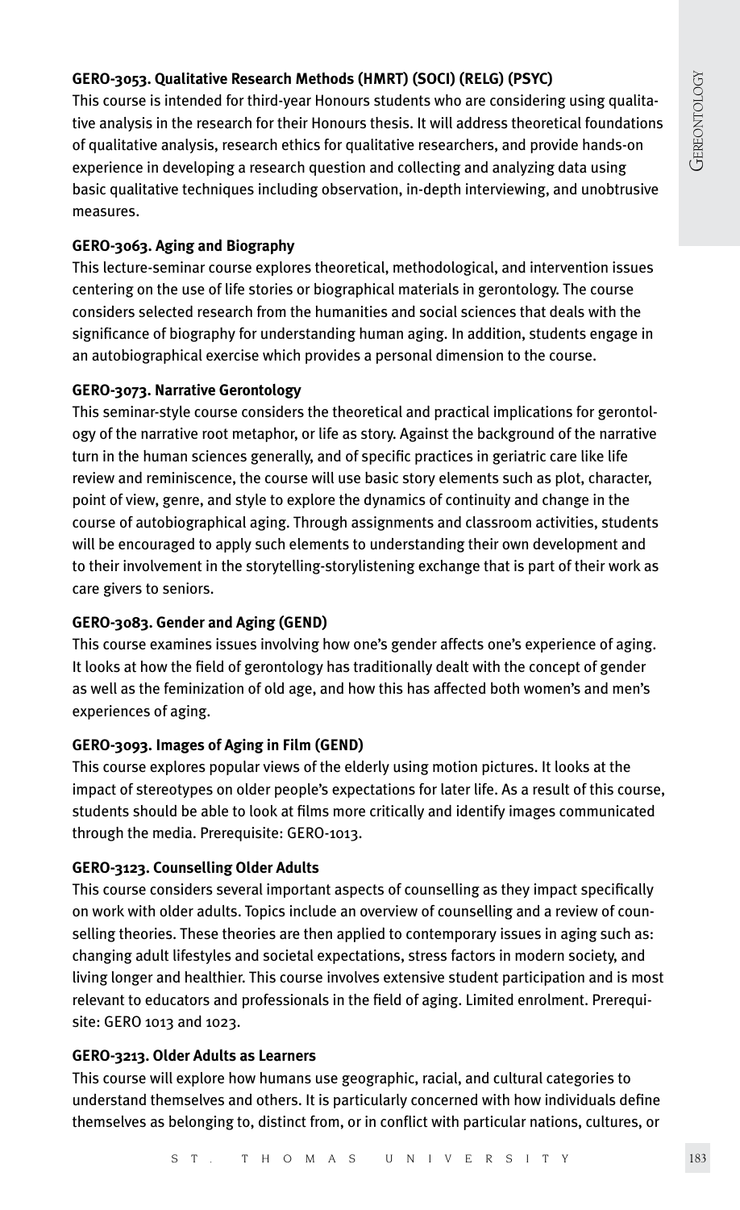**GERO-3053. Qualitative Research Methods (HMRT) (SOCI) (RELG) (PSYC)**

This course is intended for third-year Honours students who are considering using qualitative analysis in the research for their Honours thesis. It will address theoretical foundations of qualitative analysis, research ethics for qualitative researchers, and provide hands-on experience in developing a research question and collecting and analyzing data using basic qualitative techniques including observation, in-depth interviewing, and unobtrusive measures.

**GERO-3063. Aging and Biography**

This lecture-seminar course explores theoretical, methodological, and intervention issues centering on the use of life stories or biographical materials in gerontology. The course considers selected research from the humanities and social sciences that deals with the significance of biography for understanding human aging. In addition, students engage in an autobiographical exercise which provides a personal dimension to the course.

**GERO-3073. Narrative Gerontology**

This seminar-style course considers the theoretical and practical implications for gerontology of the narrative root metaphor, or life as story. Against the background of the narrative turn in the human sciences generally, and of specific practices in geriatric care like life review and reminiscence, the course will use basic story elements such as plot, character, point of view, genre, and style to explore the dynamics of continuity and change in the course of autobiographical aging. Through assignments and classroom activities, students will be encouraged to apply such elements to understanding their own development and to their involvement in the storytelling-storylistening exchange that is part of their work as care givers to seniors.

**GERO-3083. Gender and Aging (GEND)**

This course examines issues involving how one's gender affects one's experience of aging. It looks at how the field of gerontology has traditionally dealt with the concept of gender as well as the feminization of old age, and how this has affected both women's and men's experiences of aging.

**GERO-3093. Images of Aging in Film (GEND)**

This course explores popular views of the elderly using motion pictures. It looks at the impact of stereotypes on older people's expectations for later life. As a result of this course, students should be able to look at films more critically and identify images communicated through the media. Prerequisite: GERO-1013.

**GERO-3123. Counselling Older Adults**

This course considers several important aspects of counselling as they impact specifically on work with older adults. Topics include an overview of counselling and a review of counselling theories. These theories are then applied to contemporary issues in aging such as: changing adult lifestyles and societal expectations, stress factors in modern society, and living longer and healthier. This course involves extensive student participation and is most relevant to educators and professionals in the field of aging. Limited enrolment. Prerequisite: GERO 1013 and 1023.

**GERO-3213. Older Adults as Learners**

This course will explore how humans use geographic, racial, and cultural categories to understand themselves and others. It is particularly concerned with how individuals define themselves as belonging to, distinct from, or in conflict with particular nations, cultures, or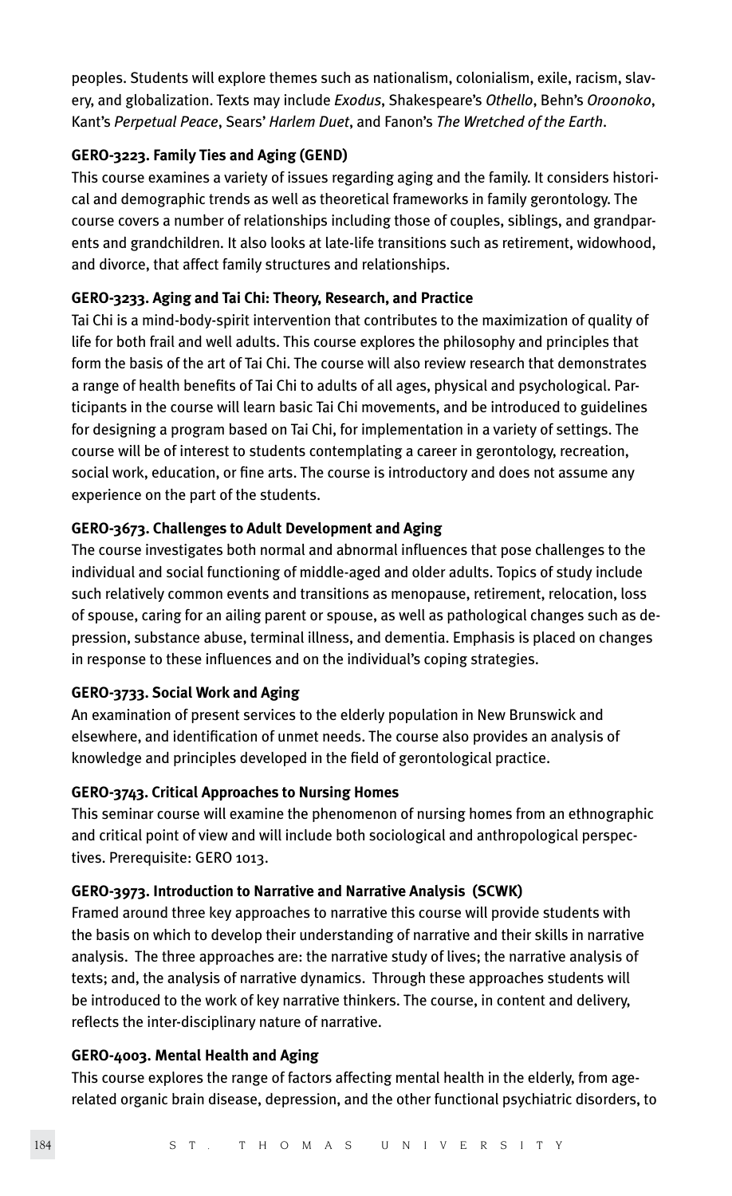peoples. Students will explore themes such as nationalism, colonialism, exile, racism, slavery, and globalization. Texts may include *Exodus*, Shakespeare's *Othello*, Behn's *Oroonoko*, Kant's *Perpetual Peace*, Sears' *Harlem Duet*, and Fanon's *The Wretched of the Earth*.

**GERO-3223. Family Ties and Aging (GEND)**

This course examines a variety of issues regarding aging and the family. It considers historical and demographic trends as well as theoretical frameworks in family gerontology. The course covers a number of relationships including those of couples, siblings, and grandparents and grandchildren. It also looks at late-life transitions such as retirement, widowhood, and divorce, that affect family structures and relationships.

**GERO-3233. Aging and Tai Chi: Theory, Research, and Practice**

Tai Chi is a mind-body-spirit intervention that contributes to the maximization of quality of life for both frail and well adults. This course explores the philosophy and principles that form the basis of the art of Tai Chi. The course will also review research that demonstrates a range of health benefits of Tai Chi to adults of all ages, physical and psychological. Participants in the course will learn basic Tai Chi movements, and be introduced to guidelines for designing a program based on Tai Chi, for implementation in a variety of settings. The course will be of interest to students contemplating a career in gerontology, recreation, social work, education, or fine arts. The course is introductory and does not assume any experience on the part of the students.

**GERO-3673. Challenges to Adult Development and Aging**

The course investigates both normal and abnormal influences that pose challenges to the individual and social functioning of middle-aged and older adults. Topics of study include such relatively common events and transitions as menopause, retirement, relocation, loss of spouse, caring for an ailing parent or spouse, as well as pathological changes such as depression, substance abuse, terminal illness, and dementia. Emphasis is placed on changes in response to these influences and on the individual's coping strategies.

**GERO-3733. Social Work and Aging**

An examination of present services to the elderly population in New Brunswick and elsewhere, and identification of unmet needs. The course also provides an analysis of knowledge and principles developed in the field of gerontological practice.

**GERO-3743. Critical Approaches to Nursing Homes**

This seminar course will examine the phenomenon of nursing homes from an ethnographic and critical point of view and will include both sociological and anthropological perspectives. Prerequisite: GERO 1013.

**GERO-3973. Introduction to Narrative and Narrative Analysis (SCWK)**

Framed around three key approaches to narrative this course will provide students with the basis on which to develop their understanding of narrative and their skills in narrative analysis. The three approaches are: the narrative study of lives; the narrative analysis of texts; and, the analysis of narrative dynamics. Through these approaches students will be introduced to the work of key narrative thinkers. The course, in content and delivery, reflects the inter-disciplinary nature of narrative.

**GERO-4003. Mental Health and Aging**

This course explores the range of factors affecting mental health in the elderly, from age-related organic brain disease, depression, and the other functional psychiatric disorders, to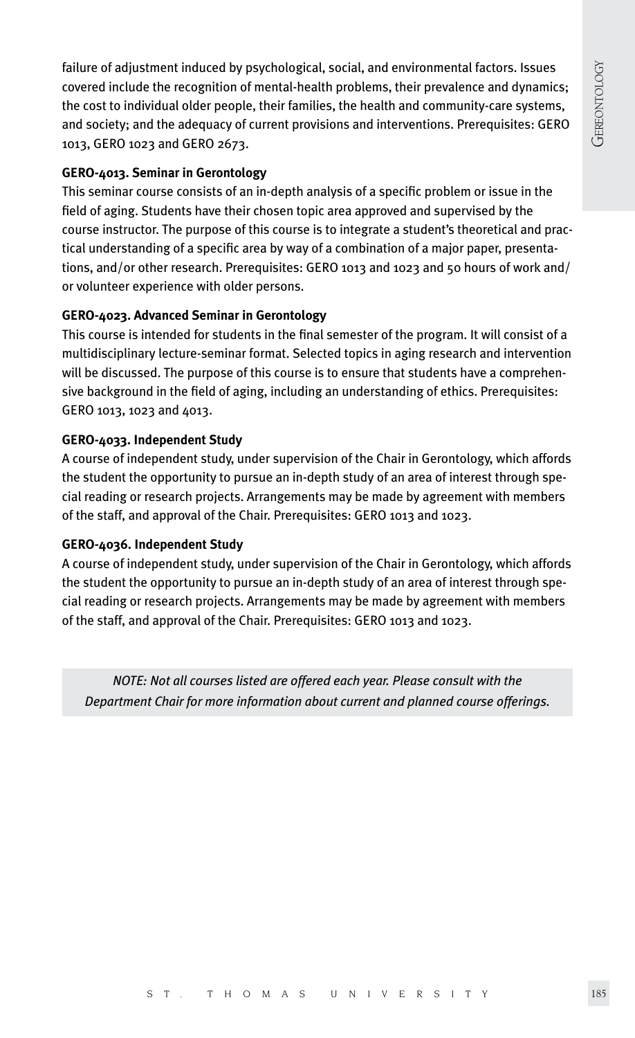failure of adjustment induced by psychological, social, and environmental factors. Issues covered include the recognition of mental-health problems, their prevalence and dynamics; the cost to individual older people, their families, the health and community-care systems, and society; and the adequacy of current provisions and interventions. Prerequisites: GERO 1013, GERO 1023 and GERO 2673.

**GERO-4013. Seminar in Gerontology**

This seminar course consists of an in-depth analysis of a specific problem or issue in the field of aging. Students have their chosen topic area approved and supervised by the course instructor. The purpose of this course is to integrate a student's theoretical and practical understanding of a specific area by way of a combination of a major paper, presentations, and/or other research. Prerequisites: GERO 1013 and 1023 and 50 hours of work and/or volunteer experience with older persons.

**GERO-4023. Advanced Seminar in Gerontology**

This course is intended for students in the final semester of the program. It will consist of a multidisciplinary lecture-seminar format. Selected topics in aging research and intervention will be discussed. The purpose of this course is to ensure that students have a comprehensive background in the field of aging, including an understanding of ethics. Prerequisites: GERO 1013, 1023 and 4013.

**GERO-4033. Independent Study**

A course of independent study, under supervision of the Chair in Gerontology, which affords the student the opportunity to pursue an in-depth study of an area of interest through special reading or research projects. Arrangements may be made by agreement with members of the staff, and approval of the Chair. Prerequisites: GERO 1013 and 1023.

**GERO-4036. Independent Study**

A course of independent study, under supervision of the Chair in Gerontology, which affords the student the opportunity to pursue an in-depth study of an area of interest through special reading or research projects. Arrangements may be made by agreement with members of the staff, and approval of the Chair. Prerequisites: GERO 1013 and 1023.

*NOTE: Not all courses listed are offered each year. Please consult with the Department Chair for more information about current and planned course offerings.*